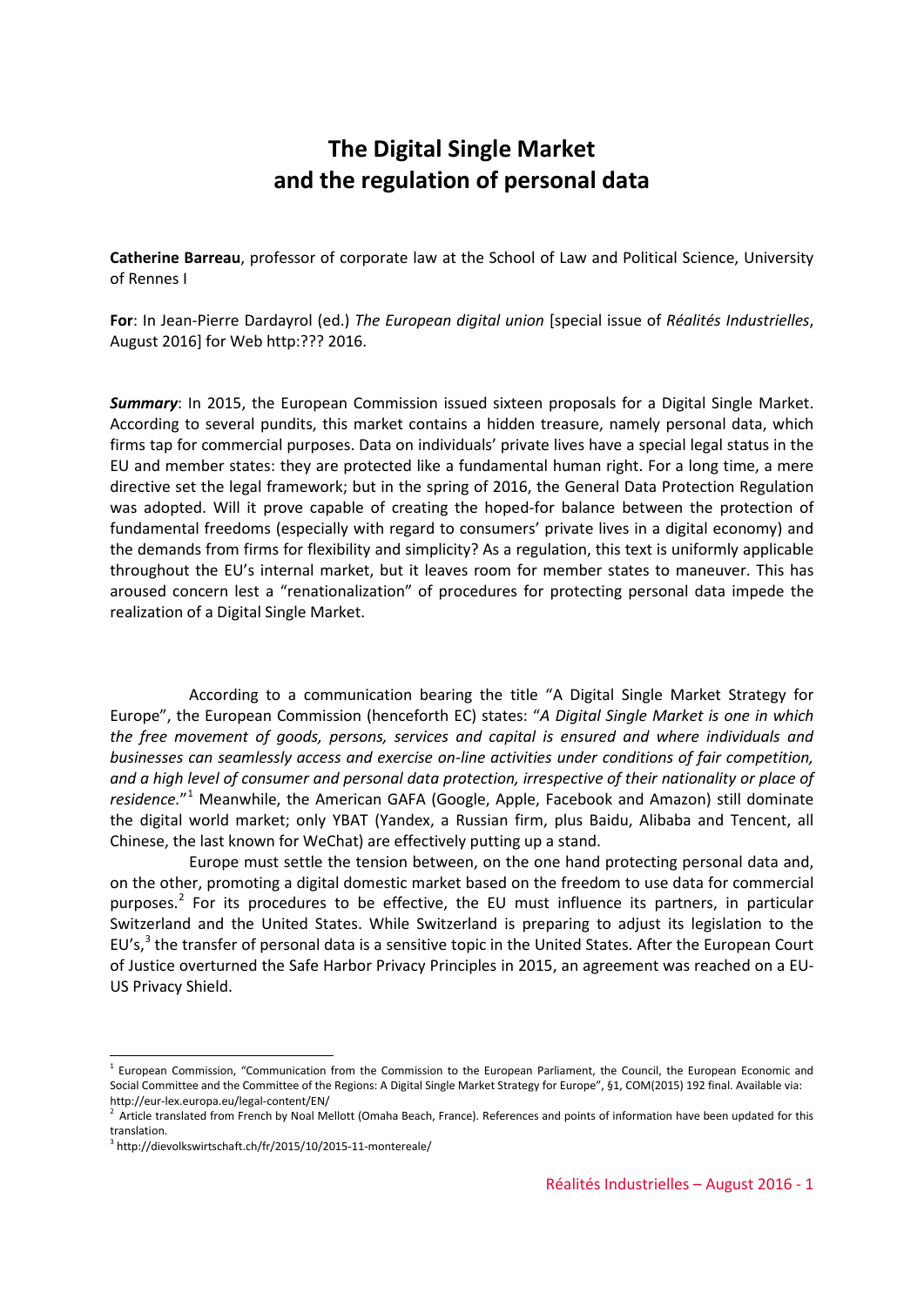# The Digital Single Market and the regulation of personal data

**Catherine Barreau**, professor of corporate law at the School of Law and Political Science, University of Rennes I

**For**: In Jean-Pierre Dardayrol (ed.) *The European digital union* [special issue of *Réalités Industrielles*, August 2016] for Web http:??? 2016.

***Summary***: In 2015, the European Commission issued sixteen proposals for a Digital Single Market. According to several pundits, this market contains a hidden treasure, namely personal data, which firms tap for commercial purposes. Data on individuals' private lives have a special legal status in the EU and member states: they are protected like a fundamental human right. For a long time, a mere directive set the legal framework; but in the spring of 2016, the General Data Protection Regulation was adopted. Will it prove capable of creating the hoped-for balance between the protection of fundamental freedoms (especially with regard to consumers' private lives in a digital economy) and the demands from firms for flexibility and simplicity? As a regulation, this text is uniformly applicable throughout the EU's internal market, but it leaves room for member states to maneuver. This has aroused concern lest a "renationalization" of procedures for protecting personal data impede the realization of a Digital Single Market.

According to a communication bearing the title "A Digital Single Market Strategy for Europe", the European Commission (henceforth EC) states: "*A Digital Single Market is one in which the free movement of goods, persons, services and capital is ensured and where individuals and businesses can seamlessly access and exercise on-line activities under conditions of fair competition, and a high level of consumer and personal data protection, irrespective of their nationality or place of residence.*"[1] Meanwhile, the American GAFA (Google, Apple, Facebook and Amazon) still dominate the digital world market; only YBAT (Yandex, a Russian firm, plus Baidu, Alibaba and Tencent, all Chinese, the last known for WeChat) are effectively putting up a stand.

Europe must settle the tension between, on the one hand protecting personal data and, on the other, promoting a digital domestic market based on the freedom to use data for commercial purposes.[2] For its procedures to be effective, the EU must influence its partners, in particular Switzerland and the United States. While Switzerland is preparing to adjust its legislation to the EU's,[3] the transfer of personal data is a sensitive topic in the United States. After the European Court of Justice overturned the Safe Harbor Privacy Principles in 2015, an agreement was reached on a EU-US Privacy Shield.

---

[1] European Commission, "Communication from the Commission to the European Parliament, the Council, the European Economic and Social Committee and the Committee of the Regions: A Digital Single Market Strategy for Europe", §1, COM(2015) 192 final. Available via: http://eur-lex.europa.eu/legal-content/EN/

[2] Article translated from French by Noal Mellott (Omaha Beach, France). References and points of information have been updated for this translation.

[3] http://dievolkswirtschaft.ch/fr/2015/10/2015-11-montereale/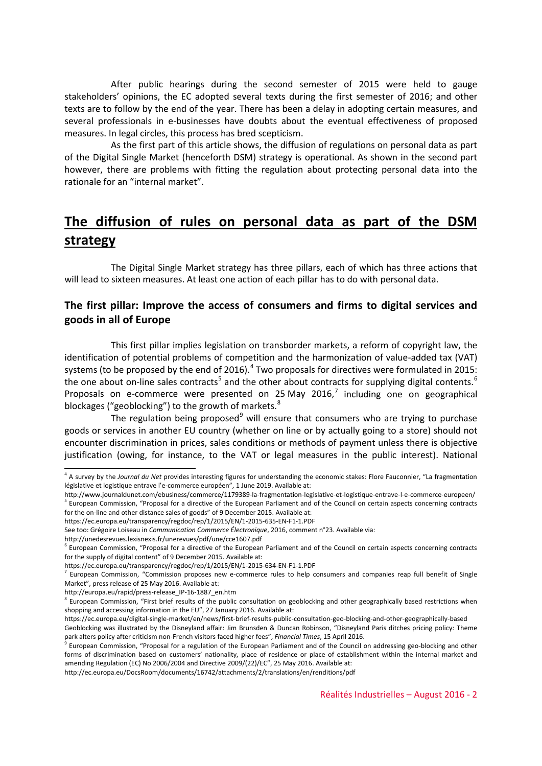After public hearings during the second semester of 2015 were held to gauge stakeholders' opinions, the EC adopted several texts during the first semester of 2016; and other texts are to follow by the end of the year. There has been a delay in adopting certain measures, and several professionals in e-businesses have doubts about the eventual effectiveness of proposed measures. In legal circles, this process has bred scepticism.

As the first part of this article shows, the diffusion of regulations on personal data as part of the Digital Single Market (henceforth DSM) strategy is operational. As shown in the second part however, there are problems with fitting the regulation about protecting personal data into the rationale for an "internal market".

# The diffusion of rules on personal data as part of the DSM strategy

The Digital Single Market strategy has three pillars, each of which has three actions that will lead to sixteen measures. At least one action of each pillar has to do with personal data.

## The first pillar: Improve the access of consumers and firms to digital services and goods in all of Europe

This first pillar implies legislation on transborder markets, a reform of copyright law, the identification of potential problems of competition and the harmonization of value-added tax (VAT) systems (to be proposed by the end of 2016).[4] Two proposals for directives were formulated in 2015: the one about on-line sales contracts[5] and the other about contracts for supplying digital contents.[6] Proposals on e-commerce were presented on 25 May 2016,[7] including one on geographical blockages ("geoblocking") to the growth of markets.[8]

The regulation being proposed[9] will ensure that consumers who are trying to purchase goods or services in another EU country (whether on line or by actually going to a store) should not encounter discrimination in prices, sales conditions or methods of payment unless there is objective justification (owing, for instance, to the VAT or legal measures in the public interest). National

---

[4] A survey by the *Journal du Net* provides interesting figures for understanding the economic stakes: Flore Fauconnier, "La fragmentation législative et logistique entrave l'e-commerce européen", 1 June 2019. Available at:
http://www.journaldunet.com/ebusiness/commerce/1179389-la-fragmentation-legislative-et-logistique-entrave-l-e-commerce-europeen/

[5] European Commission, "Proposal for a directive of the European Parliament and of the Council on certain aspects concerning contracts for the on-line and other distance sales of goods" of 9 December 2015. Available at:
https://ec.europa.eu/transparency/regdoc/rep/1/2015/EN/1-2015-635-EN-F1-1.PDF
See too: Grégoire Loiseau in *Communication Commerce Électronique*, 2016, comment n°23. Available via:
http://unedesrevues.lexisnexis.fr/unerevues/pdf/une/cce1607.pdf

[6] European Commission, "Proposal for a directive of the European Parliament and of the Council on certain aspects concerning contracts for the supply of digital content" of 9 December 2015. Available at:
https://ec.europa.eu/transparency/regdoc/rep/1/2015/EN/1-2015-634-EN-F1-1.PDF

[7] European Commission, "Commission proposes new e-commerce rules to help consumers and companies reap full benefit of Single Market", press release of 25 May 2016. Available at:
http://europa.eu/rapid/press-release_IP-16-1887_en.htm

[8] European Commission, "First brief results of the public consultation on geoblocking and other geographically based restrictions when shopping and accessing information in the EU", 27 January 2016. Available at:
https://ec.europa.eu/digital-single-market/en/news/first-brief-results-public-consultation-geo-blocking-and-other-geographically-based
Geoblocking was illustrated by the Disneyland affair: Jim Brunsden & Duncan Robinson, "Disneyland Paris ditches pricing policy: Theme park alters policy after criticism non-French visitors faced higher fees", *Financial Times*, 15 April 2016.

[9] European Commission, "Proposal for a regulation of the European Parliament and of the Council on addressing geo-blocking and other forms of discrimination based on customers' nationality, place of residence or place of establishment within the internal market and amending Regulation (EC) No 2006/2004 and Directive 2009/(22)/EC", 25 May 2016. Available at:
http://ec.europa.eu/DocsRoom/documents/16742/attachments/2/translations/en/renditions/pdf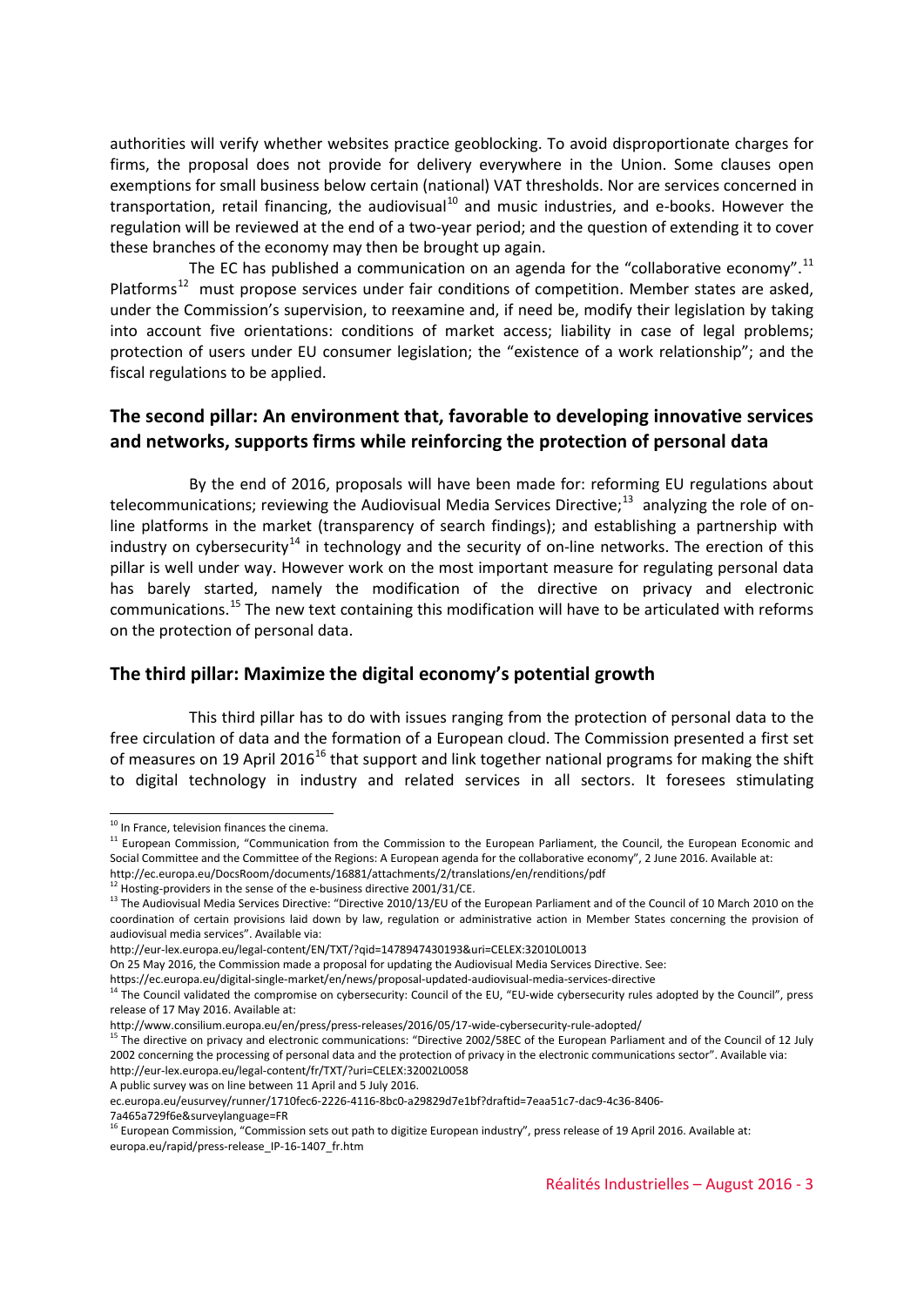authorities will verify whether websites practice geoblocking. To avoid disproportionate charges for firms, the proposal does not provide for delivery everywhere in the Union. Some clauses open exemptions for small business below certain (national) VAT thresholds. Nor are services concerned in transportation, retail financing, the audiovisual[10] and music industries, and e-books. However the regulation will be reviewed at the end of a two-year period; and the question of extending it to cover these branches of the economy may then be brought up again.

The EC has published a communication on an agenda for the "collaborative economy".[11] Platforms[12] must propose services under fair conditions of competition. Member states are asked, under the Commission's supervision, to reexamine and, if need be, modify their legislation by taking into account five orientations: conditions of market access; liability in case of legal problems; protection of users under EU consumer legislation; the "existence of a work relationship"; and the fiscal regulations to be applied.

## The second pillar: An environment that, favorable to developing innovative services and networks, supports firms while reinforcing the protection of personal data

By the end of 2016, proposals will have been made for: reforming EU regulations about telecommunications; reviewing the Audiovisual Media Services Directive;[13] analyzing the role of on-line platforms in the market (transparency of search findings); and establishing a partnership with industry on cybersecurity[14] in technology and the security of on-line networks. The erection of this pillar is well under way. However work on the most important measure for regulating personal data has barely started, namely the modification of the directive on privacy and electronic communications.[15] The new text containing this modification will have to be articulated with reforms on the protection of personal data.

## The third pillar: Maximize the digital economy's potential growth

This third pillar has to do with issues ranging from the protection of personal data to the free circulation of data and the formation of a European cloud. The Commission presented a first set of measures on 19 April 2016[16] that support and link together national programs for making the shift to digital technology in industry and related services in all sectors. It foresees stimulating

---

[10] In France, television finances the cinema.

[11] European Commission, "Communication from the Commission to the European Parliament, the Council, the European Economic and Social Committee and the Committee of the Regions: A European agenda for the collaborative economy", 2 June 2016. Available at: http://ec.europa.eu/DocsRoom/documents/16881/attachments/2/translations/en/renditions/pdf

[12] Hosting-providers in the sense of the e-business directive 2001/31/CE.

[13] The Audiovisual Media Services Directive: "Directive 2010/13/EU of the European Parliament and of the Council of 10 March 2010 on the coordination of certain provisions laid down by law, regulation or administrative action in Member States concerning the provision of audiovisual media services". Available via:
http://eur-lex.europa.eu/legal-content/EN/TXT/?qid=1478947430193&uri=CELEX:32010L0013
On 25 May 2016, the Commission made a proposal for updating the Audiovisual Media Services Directive. See:
https://ec.europa.eu/digital-single-market/en/news/proposal-updated-audiovisual-media-services-directive

[14] The Council validated the compromise on cybersecurity: Council of the EU, "EU-wide cybersecurity rules adopted by the Council", press release of 17 May 2016. Available at:
http://www.consilium.europa.eu/en/press/press-releases/2016/05/17-wide-cybersecurity-rule-adopted/

[15] The directive on privacy and electronic communications: "Directive 2002/58EC of the European Parliament and of the Council of 12 July 2002 concerning the processing of personal data and the protection of privacy in the electronic communications sector". Available via:
http://eur-lex.europa.eu/legal-content/fr/TXT/?uri=CELEX:32002L0058
A public survey was on line between 11 April and 5 July 2016.
ec.europa.eu/eusurvey/runner/1710fec6-2226-4116-8bc0-a29829d7e1bf?draftid=7eaa51c7-dac9-4c36-8406-7a465a729f6e&surveylanguage=FR

[16] European Commission, "Commission sets out path to digitize European industry", press release of 19 April 2016. Available at:
europa.eu/rapid/press-release_IP-16-1407_fr.htm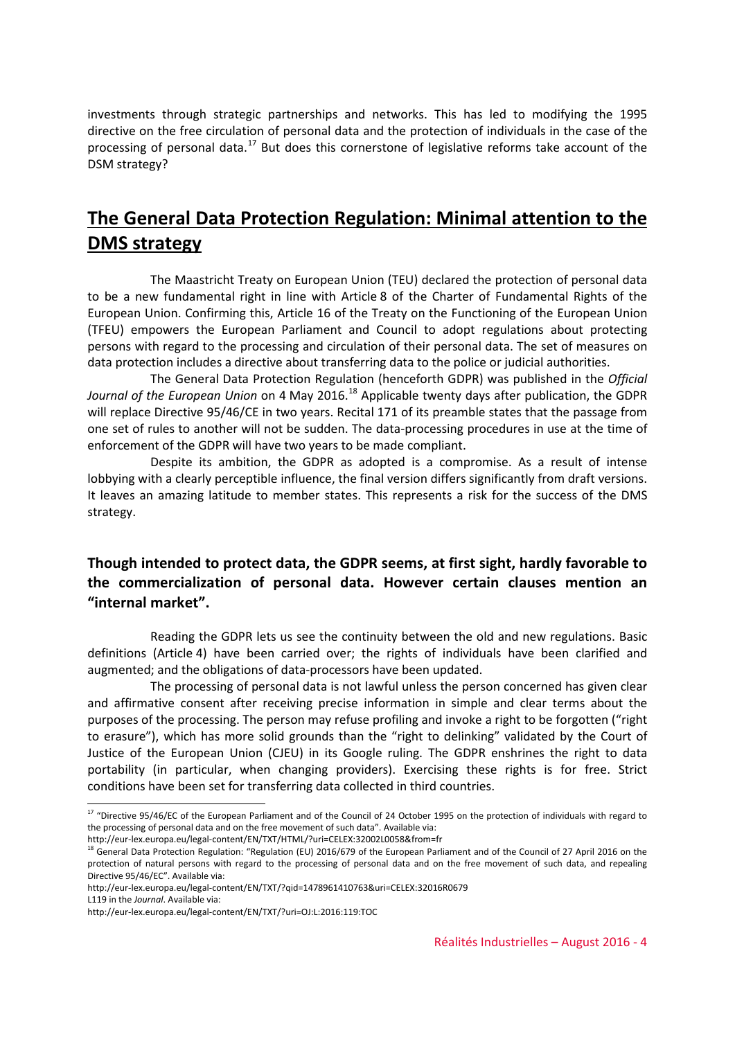investments through strategic partnerships and networks. This has led to modifying the 1995 directive on the free circulation of personal data and the protection of individuals in the case of the processing of personal data.[17] But does this cornerstone of legislative reforms take account of the DSM strategy?

## The General Data Protection Regulation: Minimal attention to the DMS strategy

The Maastricht Treaty on European Union (TEU) declared the protection of personal data to be a new fundamental right in line with Article 8 of the Charter of Fundamental Rights of the European Union. Confirming this, Article 16 of the Treaty on the Functioning of the European Union (TFEU) empowers the European Parliament and Council to adopt regulations about protecting persons with regard to the processing and circulation of their personal data. The set of measures on data protection includes a directive about transferring data to the police or judicial authorities.

The General Data Protection Regulation (henceforth GDPR) was published in the *Official Journal of the European Union* on 4 May 2016.[18] Applicable twenty days after publication, the GDPR will replace Directive 95/46/CE in two years. Recital 171 of its preamble states that the passage from one set of rules to another will not be sudden. The data-processing procedures in use at the time of enforcement of the GDPR will have two years to be made compliant.

Despite its ambition, the GDPR as adopted is a compromise. As a result of intense lobbying with a clearly perceptible influence, the final version differs significantly from draft versions. It leaves an amazing latitude to member states. This represents a risk for the success of the DMS strategy.

### Though intended to protect data, the GDPR seems, at first sight, hardly favorable to the commercialization of personal data. However certain clauses mention an "internal market".

Reading the GDPR lets us see the continuity between the old and new regulations. Basic definitions (Article 4) have been carried over; the rights of individuals have been clarified and augmented; and the obligations of data-processors have been updated.

The processing of personal data is not lawful unless the person concerned has given clear and affirmative consent after receiving precise information in simple and clear terms about the purposes of the processing. The person may refuse profiling and invoke a right to be forgotten ("right to erasure"), which has more solid grounds than the "right to delinking" validated by the Court of Justice of the European Union (CJEU) in its Google ruling. The GDPR enshrines the right to data portability (in particular, when changing providers). Exercising these rights is for free. Strict conditions have been set for transferring data collected in third countries.

---

[17] "Directive 95/46/EC of the European Parliament and of the Council of 24 October 1995 on the protection of individuals with regard to the processing of personal data and on the free movement of such data". Available via:
http://eur-lex.europa.eu/legal-content/EN/TXT/HTML/?uri=CELEX:32002L0058&from=fr

[18] General Data Protection Regulation: "Regulation (EU) 2016/679 of the European Parliament and of the Council of 27 April 2016 on the protection of natural persons with regard to the processing of personal data and on the free movement of such data, and repealing Directive 95/46/EC". Available via:
http://eur-lex.europa.eu/legal-content/EN/TXT/?qid=1478961410763&uri=CELEX:32016R0679
L119 in the *Journal*. Available via:
http://eur-lex.europa.eu/legal-content/EN/TXT/?uri=OJ:L:2016:119:TOC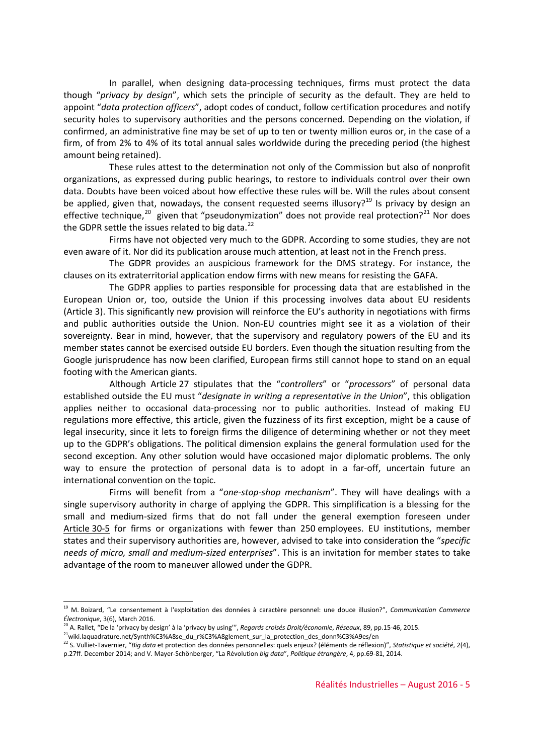In parallel, when designing data-processing techniques, firms must protect the data though "*privacy by design*", which sets the principle of security as the default. They are held to appoint "*data protection officers*", adopt codes of conduct, follow certification procedures and notify security holes to supervisory authorities and the persons concerned. Depending on the violation, if confirmed, an administrative fine may be set of up to ten or twenty million euros or, in the case of a firm, of from 2% to 4% of its total annual sales worldwide during the preceding period (the highest amount being retained).

These rules attest to the determination not only of the Commission but also of nonprofit organizations, as expressed during public hearings, to restore to individuals control over their own data. Doubts have been voiced about how effective these rules will be. Will the rules about consent be applied, given that, nowadays, the consent requested seems illusory?[19] Is privacy by design an effective technique,[20] given that "pseudonymization" does not provide real protection?[21] Nor does the GDPR settle the issues related to big data.[22]

Firms have not objected very much to the GDPR. According to some studies, they are not even aware of it. Nor did its publication arouse much attention, at least not in the French press.

The GDPR provides an auspicious framework for the DMS strategy. For instance, the clauses on its extraterritorial application endow firms with new means for resisting the GAFA.

The GDPR applies to parties responsible for processing data that are established in the European Union or, too, outside the Union if this processing involves data about EU residents (Article 3). This significantly new provision will reinforce the EU's authority in negotiations with firms and public authorities outside the Union. Non-EU countries might see it as a violation of their sovereignty. Bear in mind, however, that the supervisory and regulatory powers of the EU and its member states cannot be exercised outside EU borders. Even though the situation resulting from the Google jurisprudence has now been clarified, European firms still cannot hope to stand on an equal footing with the American giants.

Although Article 27 stipulates that the "*controllers*" or "*processors*" of personal data established outside the EU must "*designate in writing a representative in the Union*", this obligation applies neither to occasional data-processing nor to public authorities. Instead of making EU regulations more effective, this article, given the fuzziness of its first exception, might be a cause of legal insecurity, since it lets to foreign firms the diligence of determining whether or not they meet up to the GDPR's obligations. The political dimension explains the general formulation used for the second exception. Any other solution would have occasioned major diplomatic problems. The only way to ensure the protection of personal data is to adopt in a far-off, uncertain future an international convention on the topic.

Firms will benefit from a "*one-stop-shop mechanism*". They will have dealings with a single supervisory authority in charge of applying the GDPR. This simplification is a blessing for the small and medium-sized firms that do not fall under the general exemption foreseen under Article 30-5 for firms or organizations with fewer than 250 employees. EU institutions, member states and their supervisory authorities are, however, advised to take into consideration the "*specific needs of micro, small and medium-sized enterprises*". This is an invitation for member states to take advantage of the room to maneuver allowed under the GDPR.

---

[19] M. Boizard, "Le consentement à l'exploitation des données à caractère personnel: une douce illusion?", *Communication Commerce Électronique*, 3(6), March 2016.

[20] A. Rallet, "De la 'privacy by design' à la 'privacy by using'", *Regards croisés Droit/économie*, *Réseaux*, 89, pp.15-46, 2015.

[21] wiki.laquadrature.net/Synth%C3%A8se_du_r%C3%A8glement_sur_la_protection_des_donn%C3%A9es/en

[22] S. Vulliet-Tavernier, "*Big data* et protection des données personnelles: quels enjeux? (éléments de réflexion)", *Statistique et société*, 2(4), p.27ff. December 2014; and V. Mayer-Schönberger, "La Révolution *big data*", *Politique étrangère*, 4, pp.69-81, 2014.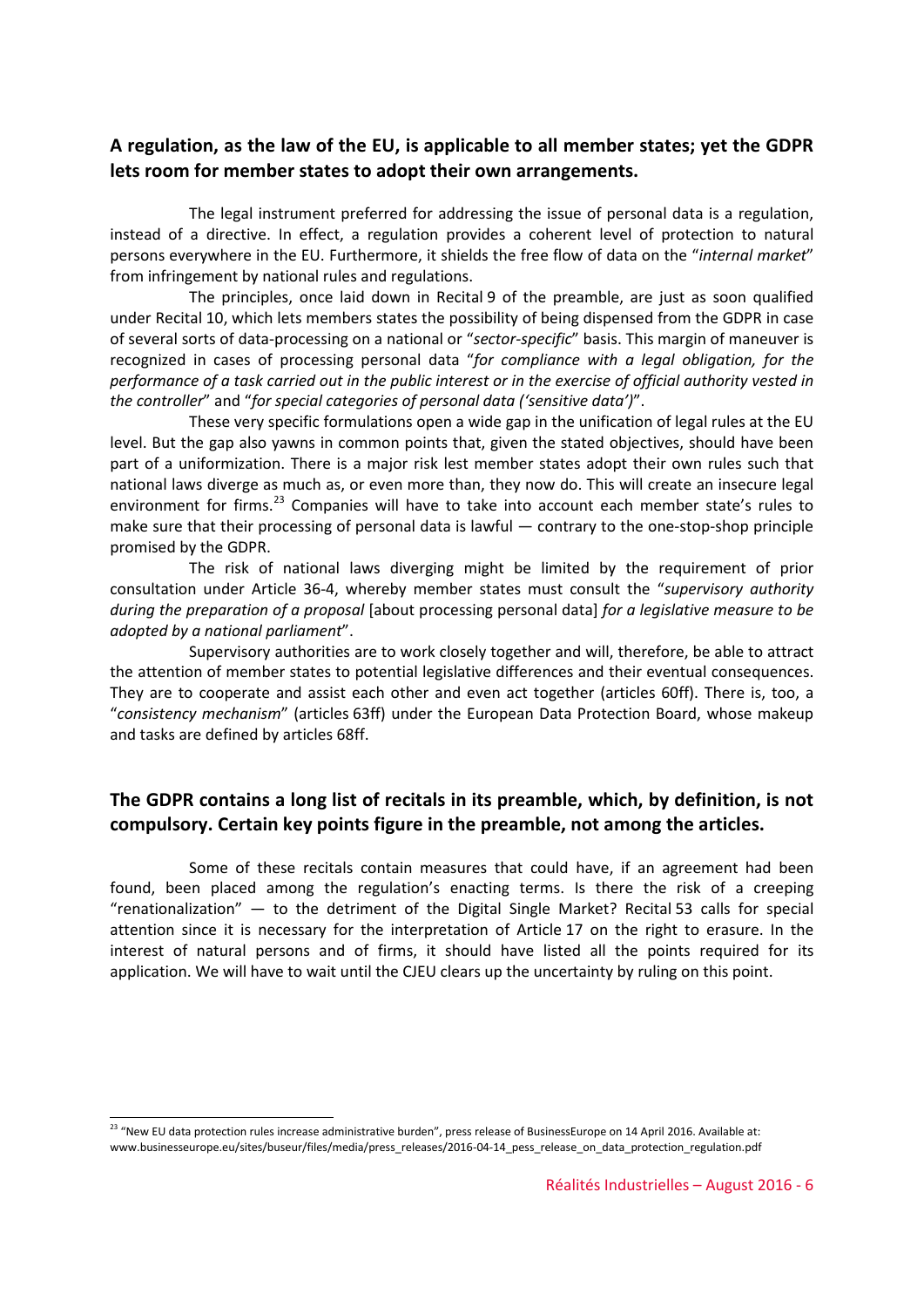## A regulation, as the law of the EU, is applicable to all member states; yet the GDPR lets room for member states to adopt their own arrangements.

The legal instrument preferred for addressing the issue of personal data is a regulation, instead of a directive. In effect, a regulation provides a coherent level of protection to natural persons everywhere in the EU. Furthermore, it shields the free flow of data on the "*internal market*" from infringement by national rules and regulations.

The principles, once laid down in Recital 9 of the preamble, are just as soon qualified under Recital 10, which lets members states the possibility of being dispensed from the GDPR in case of several sorts of data-processing on a national or "*sector-specific*" basis. This margin of maneuver is recognized in cases of processing personal data "*for compliance with a legal obligation, for the performance of a task carried out in the public interest or in the exercise of official authority vested in the controller*" and "*for special categories of personal data ('sensitive data')*".

These very specific formulations open a wide gap in the unification of legal rules at the EU level. But the gap also yawns in common points that, given the stated objectives, should have been part of a uniformization. There is a major risk lest member states adopt their own rules such that national laws diverge as much as, or even more than, they now do. This will create an insecure legal environment for firms.[23] Companies will have to take into account each member state's rules to make sure that their processing of personal data is lawful — contrary to the one-stop-shop principle promised by the GDPR.

The risk of national laws diverging might be limited by the requirement of prior consultation under Article 36-4, whereby member states must consult the "*supervisory authority during the preparation of a proposal* [about processing personal data] *for a legislative measure to be adopted by a national parliament*".

Supervisory authorities are to work closely together and will, therefore, be able to attract the attention of member states to potential legislative differences and their eventual consequences. They are to cooperate and assist each other and even act together (articles 60ff). There is, too, a "*consistency mechanism*" (articles 63ff) under the European Data Protection Board, whose makeup and tasks are defined by articles 68ff.

## The GDPR contains a long list of recitals in its preamble, which, by definition, is not compulsory. Certain key points figure in the preamble, not among the articles.

Some of these recitals contain measures that could have, if an agreement had been found, been placed among the regulation's enacting terms. Is there the risk of a creeping "renationalization" — to the detriment of the Digital Single Market? Recital 53 calls for special attention since it is necessary for the interpretation of Article 17 on the right to erasure. In the interest of natural persons and of firms, it should have listed all the points required for its application. We will have to wait until the CJEU clears up the uncertainty by ruling on this point.

[23] "New EU data protection rules increase administrative burden", press release of BusinessEurope on 14 April 2016. Available at: www.businesseurope.eu/sites/buseur/files/media/press_releases/2016-04-14_pess_release_on_data_protection_regulation.pdf